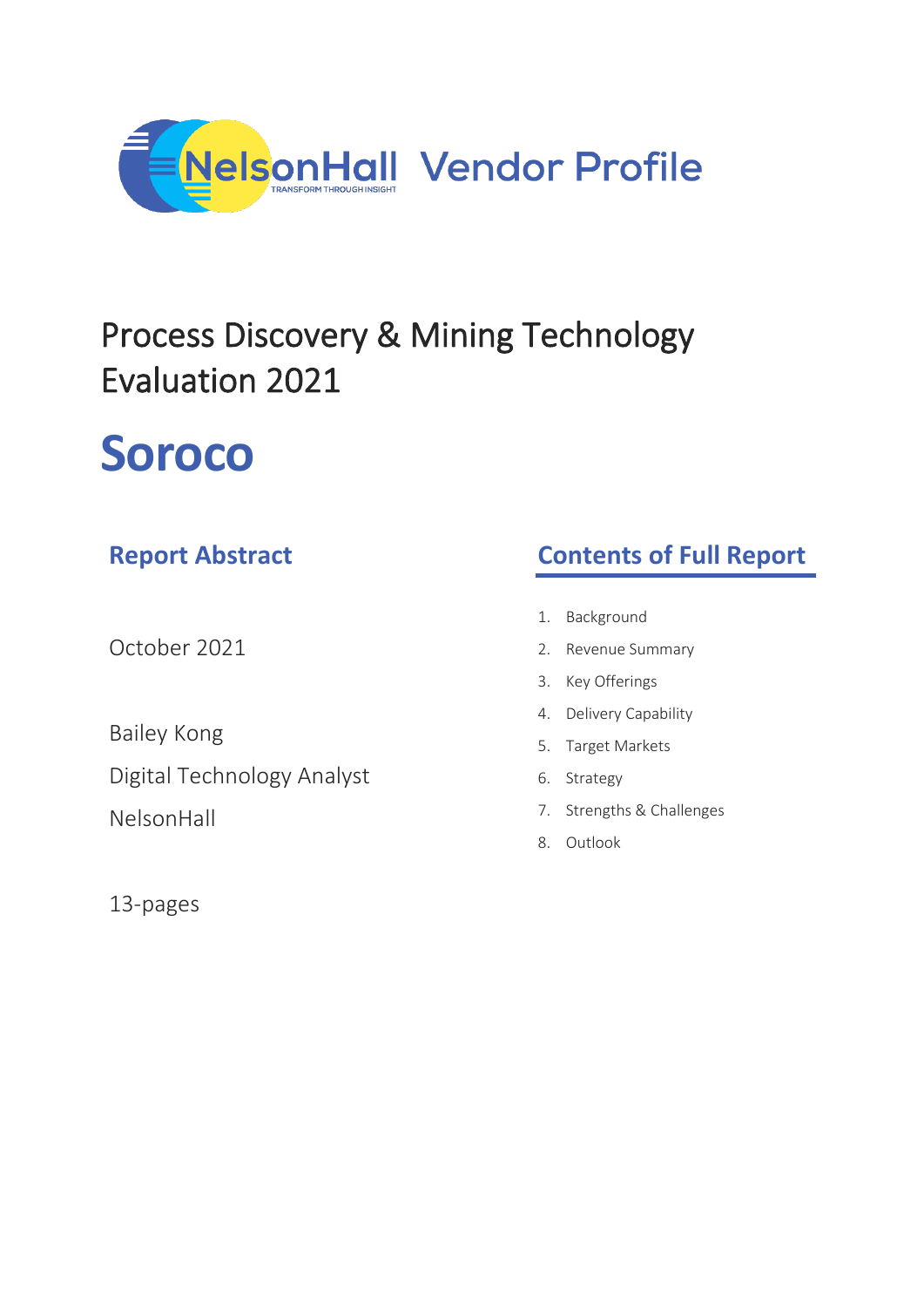NelsonHall Vendor Profile

# Process Discovery & Mining Technology Evaluation 2021

# Soroco

## Report Abstract

October 2021

Bailey Kong

Digital Technology Analyst

NelsonHall

13-pages

## Contents of Full Report

1. Background
2. Revenue Summary
3. Key Offerings
4. Delivery Capability
5. Target Markets
6. Strategy
7. Strengths & Challenges
8. Outlook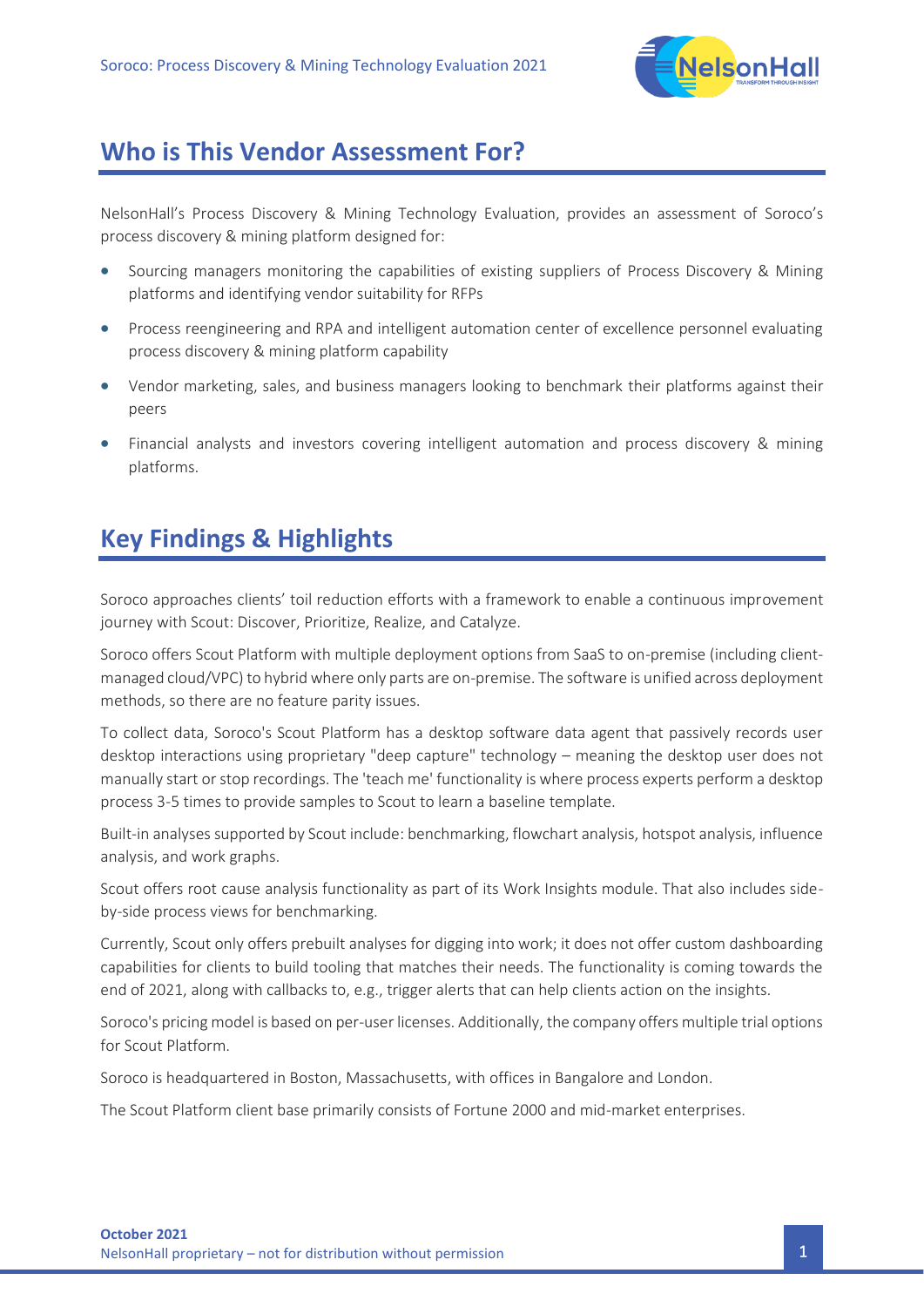## Who is This Vendor Assessment For?

NelsonHall's Process Discovery & Mining Technology Evaluation, provides an assessment of Soroco's process discovery & mining platform designed for:

- Sourcing managers monitoring the capabilities of existing suppliers of Process Discovery & Mining platforms and identifying vendor suitability for RFPs
- Process reengineering and RPA and intelligent automation center of excellence personnel evaluating process discovery & mining platform capability
- Vendor marketing, sales, and business managers looking to benchmark their platforms against their peers
- Financial analysts and investors covering intelligent automation and process discovery & mining platforms.

## Key Findings & Highlights

Soroco approaches clients' toil reduction efforts with a framework to enable a continuous improvement journey with Scout: Discover, Prioritize, Realize, and Catalyze.

Soroco offers Scout Platform with multiple deployment options from SaaS to on-premise (including client-managed cloud/VPC) to hybrid where only parts are on-premise. The software is unified across deployment methods, so there are no feature parity issues.

To collect data, Soroco's Scout Platform has a desktop software data agent that passively records user desktop interactions using proprietary "deep capture" technology – meaning the desktop user does not manually start or stop recordings. The 'teach me' functionality is where process experts perform a desktop process 3-5 times to provide samples to Scout to learn a baseline template.

Built-in analyses supported by Scout include: benchmarking, flowchart analysis, hotspot analysis, influence analysis, and work graphs.

Scout offers root cause analysis functionality as part of its Work Insights module. That also includes side-by-side process views for benchmarking.

Currently, Scout only offers prebuilt analyses for digging into work; it does not offer custom dashboarding capabilities for clients to build tooling that matches their needs. The functionality is coming towards the end of 2021, along with callbacks to, e.g., trigger alerts that can help clients action on the insights.

Soroco's pricing model is based on per-user licenses. Additionally, the company offers multiple trial options for Scout Platform.

Soroco is headquartered in Boston, Massachusetts, with offices in Bangalore and London.

The Scout Platform client base primarily consists of Fortune 2000 and mid-market enterprises.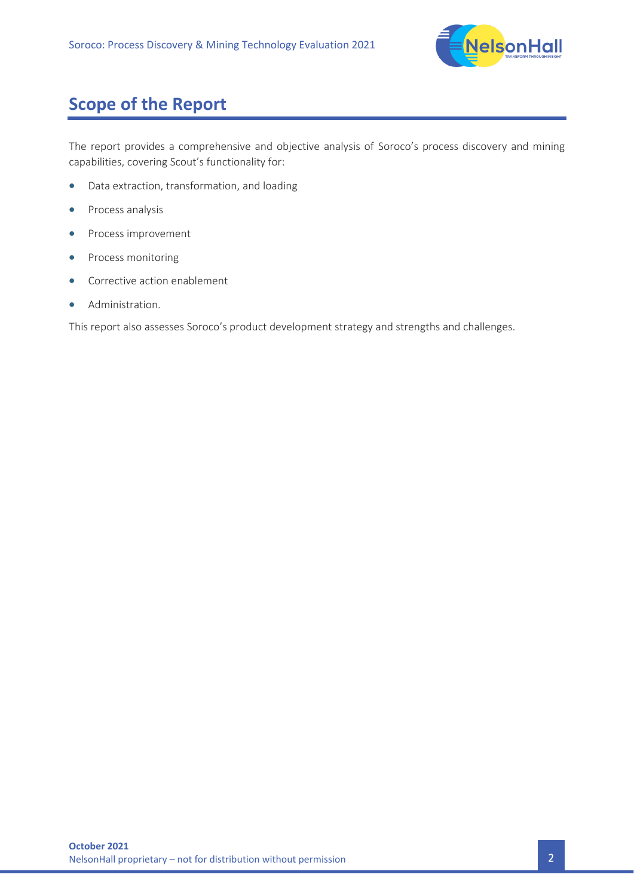## Scope of the Report

The report provides a comprehensive and objective analysis of Soroco's process discovery and mining capabilities, covering Scout's functionality for:

- Data extraction, transformation, and loading
- Process analysis
- Process improvement
- Process monitoring
- Corrective action enablement
- Administration.

This report also assesses Soroco's product development strategy and strengths and challenges.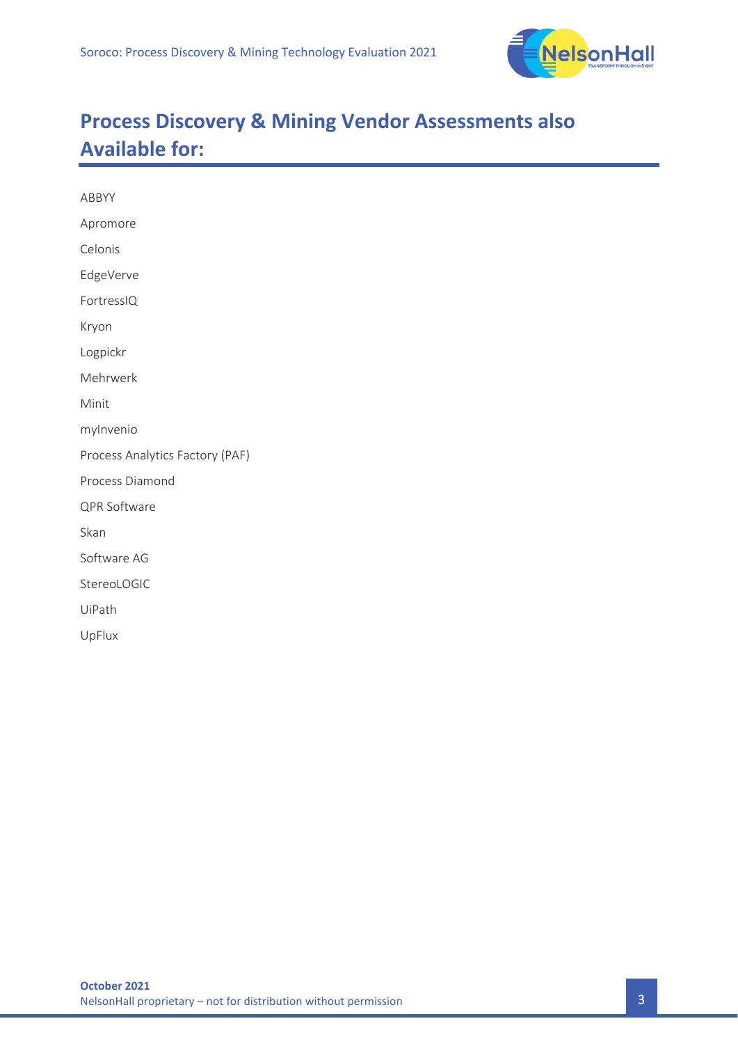# Process Discovery & Mining Vendor Assessments also Available for:

ABBYY

Apromore

Celonis

EdgeVerve

FortressIQ

Kryon

Logpickr

Mehrwerk

Minit

myInvenio

Process Analytics Factory (PAF)

Process Diamond

QPR Software

Skan

Software AG

StereoLOGIC

UiPath

UpFlux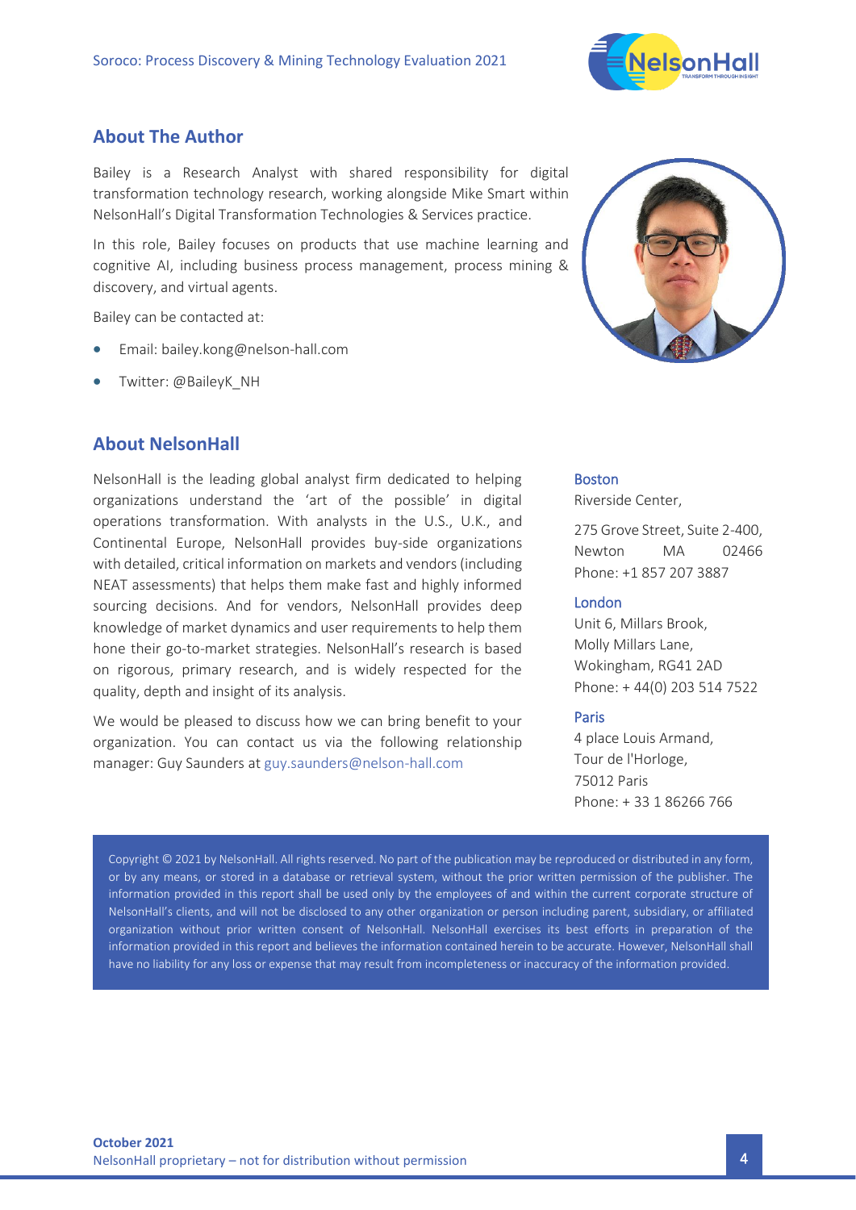## About The Author

Bailey is a Research Analyst with shared responsibility for digital transformation technology research, working alongside Mike Smart within NelsonHall's Digital Transformation Technologies & Services practice.

In this role, Bailey focuses on products that use machine learning and cognitive AI, including business process management, process mining & discovery, and virtual agents.

Bailey can be contacted at:

- Email: bailey.kong@nelson-hall.com
- Twitter: @BaileyK_NH

## About NelsonHall

NelsonHall is the leading global analyst firm dedicated to helping organizations understand the 'art of the possible' in digital operations transformation. With analysts in the U.S., U.K., and Continental Europe, NelsonHall provides buy-side organizations with detailed, critical information on markets and vendors (including NEAT assessments) that helps them make fast and highly informed sourcing decisions. And for vendors, NelsonHall provides deep knowledge of market dynamics and user requirements to help them hone their go-to-market strategies. NelsonHall's research is based on rigorous, primary research, and is widely respected for the quality, depth and insight of its analysis.

We would be pleased to discuss how we can bring benefit to your organization. You can contact us via the following relationship manager: Guy Saunders at guy.saunders@nelson-hall.com

**Boston**
Riverside Center,

275 Grove Street, Suite 2-400,
Newton MA 02466
Phone: +1 857 207 3887

**London**
Unit 6, Millars Brook,
Molly Millars Lane,
Wokingham, RG41 2AD
Phone: + 44(0) 203 514 7522

**Paris**
4 place Louis Armand,
Tour de l'Horloge,
75012 Paris
Phone: + 33 1 86266 766

Copyright © 2021 by NelsonHall. All rights reserved. No part of the publication may be reproduced or distributed in any form, or by any means, or stored in a database or retrieval system, without the prior written permission of the publisher. The information provided in this report shall be used only by the employees of and within the current corporate structure of NelsonHall's clients, and will not be disclosed to any other organization or person including parent, subsidiary, or affiliated organization without prior written consent of NelsonHall. NelsonHall exercises its best efforts in preparation of the information provided in this report and believes the information contained herein to be accurate. However, NelsonHall shall have no liability for any loss or expense that may result from incompleteness or inaccuracy of the information provided.